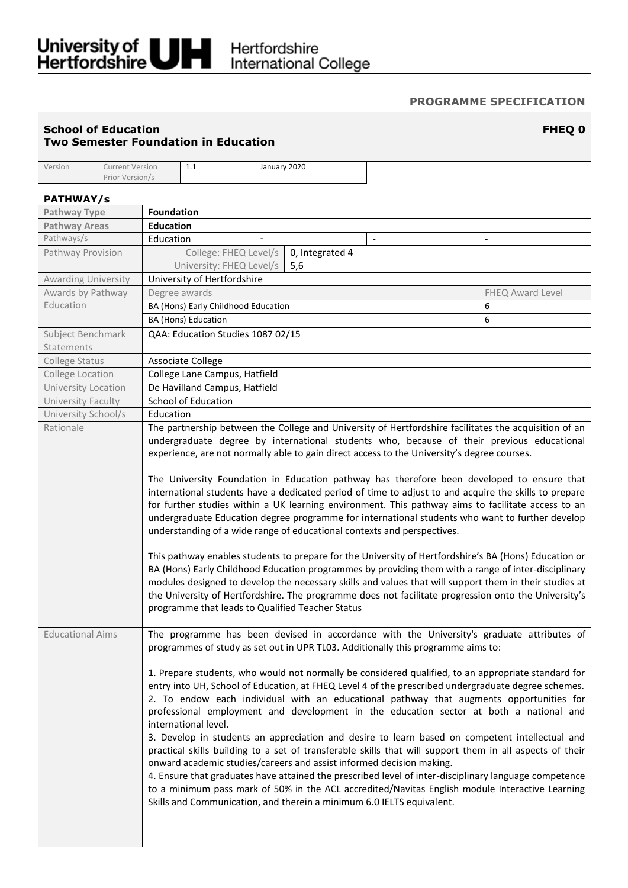University of Hertfordshire UH Hertfordshire International College

**PROGRAMME SPECIFICATION**

## School of Education — FHEQ 0
## Two Semester Foundation in Education

| Version | Current Version | 1.1 | January 2020 |
|---|---|---|---|
| | Prior Version/s | | |

### PATHWAY/s

| | | | | |
|---|---|---|---|---|
| **Pathway Type** | **Foundation** | | | |
| **Pathway Areas** | **Education** | | | |
| Pathways/s | Education | - | - | - |
| Pathway Provision | College: FHEQ Level/s | 0, Integrated 4 | | |
| | University: FHEQ Level/s | 5,6 | | |
| Awarding University | University of Hertfordshire | | | |
| Awards by Pathway Education | Degree awards | | | FHEQ Award Level |
| | BA (Hons) Early Childhood Education | | | 6 |
| | BA (Hons) Education | | | 6 |
| Subject Benchmark Statements | QAA: Education Studies 1087 02/15 | | | |
| College Status | Associate College | | | |
| College Location | College Lane Campus, Hatfield | | | |
| University Location | De Havilland Campus, Hatfield | | | |
| University Faculty | School of Education | | | |
| University School/s | Education | | | |

**Rationale**

The partnership between the College and University of Hertfordshire facilitates the acquisition of an undergraduate degree by international students who, because of their previous educational experience, are not normally able to gain direct access to the University's degree courses.

The University Foundation in Education pathway has therefore been developed to ensure that international students have a dedicated period of time to adjust to and acquire the skills to prepare for further studies within a UK learning environment. This pathway aims to facilitate access to an undergraduate Education degree programme for international students who want to further develop understanding of a wide range of educational contexts and perspectives.

This pathway enables students to prepare for the University of Hertfordshire's BA (Hons) Education or BA (Hons) Early Childhood Education programmes by providing them with a range of inter-disciplinary modules designed to develop the necessary skills and values that will support them in their studies at the University of Hertfordshire. The programme does not facilitate progression onto the University's programme that leads to Qualified Teacher Status

**Educational Aims**

The programme has been devised in accordance with the University's graduate attributes of programmes of study as set out in UPR TL03. Additionally this programme aims to:

1. Prepare students, who would not normally be considered qualified, to an appropriate standard for entry into UH, School of Education, at FHEQ Level 4 of the prescribed undergraduate degree schemes.
2. To endow each individual with an educational pathway that augments opportunities for professional employment and development in the education sector at both a national and international level.
3. Develop in students an appreciation and desire to learn based on competent intellectual and practical skills building to a set of transferable skills that will support them in all aspects of their onward academic studies/careers and assist informed decision making.
4. Ensure that graduates have attained the prescribed level of inter-disciplinary language competence to a minimum pass mark of 50% in the ACL accredited/Navitas English module Interactive Learning Skills and Communication, and therein a minimum 6.0 IELTS equivalent.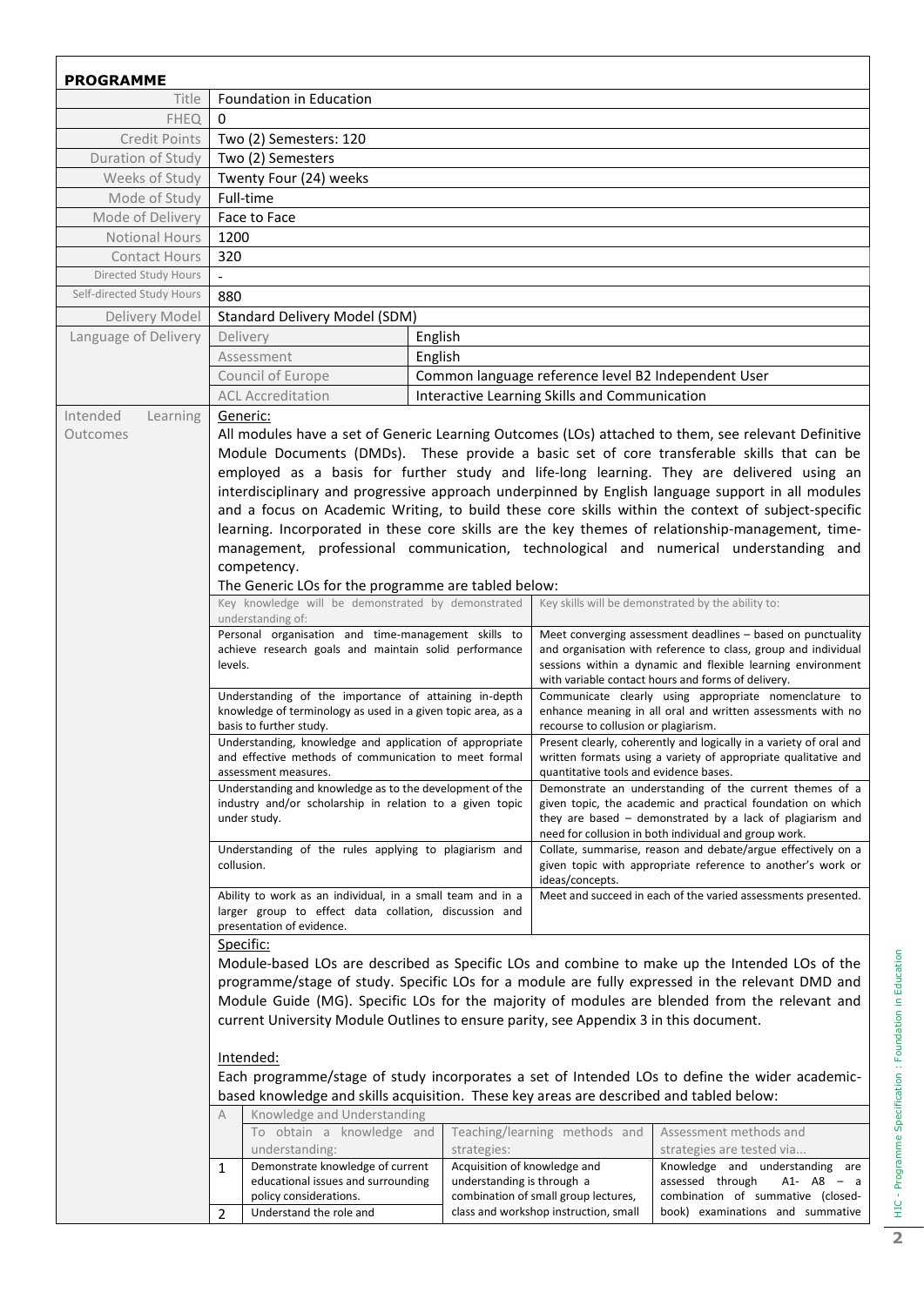## PROGRAMME

| Field | Details |
|---|---|
| Title | Foundation in Education |
| FHEQ | 0 |
| Credit Points | Two (2) Semesters: 120 |
| Duration of Study | Two (2) Semesters |
| Weeks of Study | Twenty Four (24) weeks |
| Mode of Study | Full-time |
| Mode of Delivery | Face to Face |
| Notional Hours | 1200 |
| Contact Hours | 320 |
| Directed Study Hours | - |
| Self-directed Study Hours | 880 |
| Delivery Model | Standard Delivery Model (SDM) |

**Language of Delivery**

| | |
|---|---|
| Delivery | English |
| Assessment | English |
| Council of Europe | Common language reference level B2 Independent User |
| ACL Accreditation | Interactive Learning Skills and Communication |

**Intended Learning Outcomes**

Generic:

All modules have a set of Generic Learning Outcomes (LOs) attached to them, see relevant Definitive Module Documents (DMDs). These provide a basic set of core transferable skills that can be employed as a basis for further study and life-long learning. They are delivered using an interdisciplinary and progressive approach underpinned by English language support in all modules and a focus on Academic Writing, to build these core skills within the context of subject-specific learning. Incorporated in these core skills are the key themes of relationship-management, time-management, professional communication, technological and numerical understanding and competency.

The Generic LOs for the programme are tabled below:

| Key knowledge will be demonstrated by demonstrated understanding of: | Key skills will be demonstrated by the ability to: |
|---|---|
| Personal organisation and time-management skills to achieve research goals and maintain solid performance levels. | Meet converging assessment deadlines – based on punctuality and organisation with reference to class, group and individual sessions within a dynamic and flexible learning environment with variable contact hours and forms of delivery. |
| Understanding of the importance of attaining in-depth knowledge of terminology as used in a given topic area, as a basis to further study. | Communicate clearly using appropriate nomenclature to enhance meaning in all oral and written assessments with no recourse to collusion or plagiarism. |
| Understanding, knowledge and application of appropriate and effective methods of communication to meet formal assessment measures. | Present clearly, coherently and logically in a variety of oral and written formats using a variety of appropriate qualitative and quantitative tools and evidence bases. |
| Understanding and knowledge as to the development of the industry and/or scholarship in relation to a given topic under study. | Demonstrate an understanding of the current themes of a given topic, the academic and practical foundation on which they are based – demonstrated by a lack of plagiarism and need for collusion in both individual and group work. |
| Understanding of the rules applying to plagiarism and collusion. | Collate, summarise, reason and debate/argue effectively on a given topic with appropriate reference to another's work or ideas/concepts. |
| Ability to work as an individual, in a small team and in a larger group to effect data collation, discussion and presentation of evidence. | Meet and succeed in each of the varied assessments presented. |

Specific:

Module-based LOs are described as Specific LOs and combine to make up the Intended LOs of the programme/stage of study. Specific LOs for a module are fully expressed in the relevant DMD and Module Guide (MG). Specific LOs for the majority of modules are blended from the relevant and current University Module Outlines to ensure parity, see Appendix 3 in this document.

Intended:

Each programme/stage of study incorporates a set of Intended LOs to define the wider academic-based knowledge and skills acquisition. These key areas are described and tabled below:

| A | Knowledge and Understanding | | |
|---|---|---|---|
| | To obtain a knowledge and understanding: | Teaching/learning methods and strategies: | Assessment methods and strategies are tested via... |
| 1 | Demonstrate knowledge of current educational issues and surrounding policy considerations. | Acquisition of knowledge and understanding is through a combination of small group lectures, class and workshop instruction, small | Knowledge and understanding are assessed through A1- A8 – a combination of summative (closed-book) examinations and summative |
| 2 | Understand the role and | | |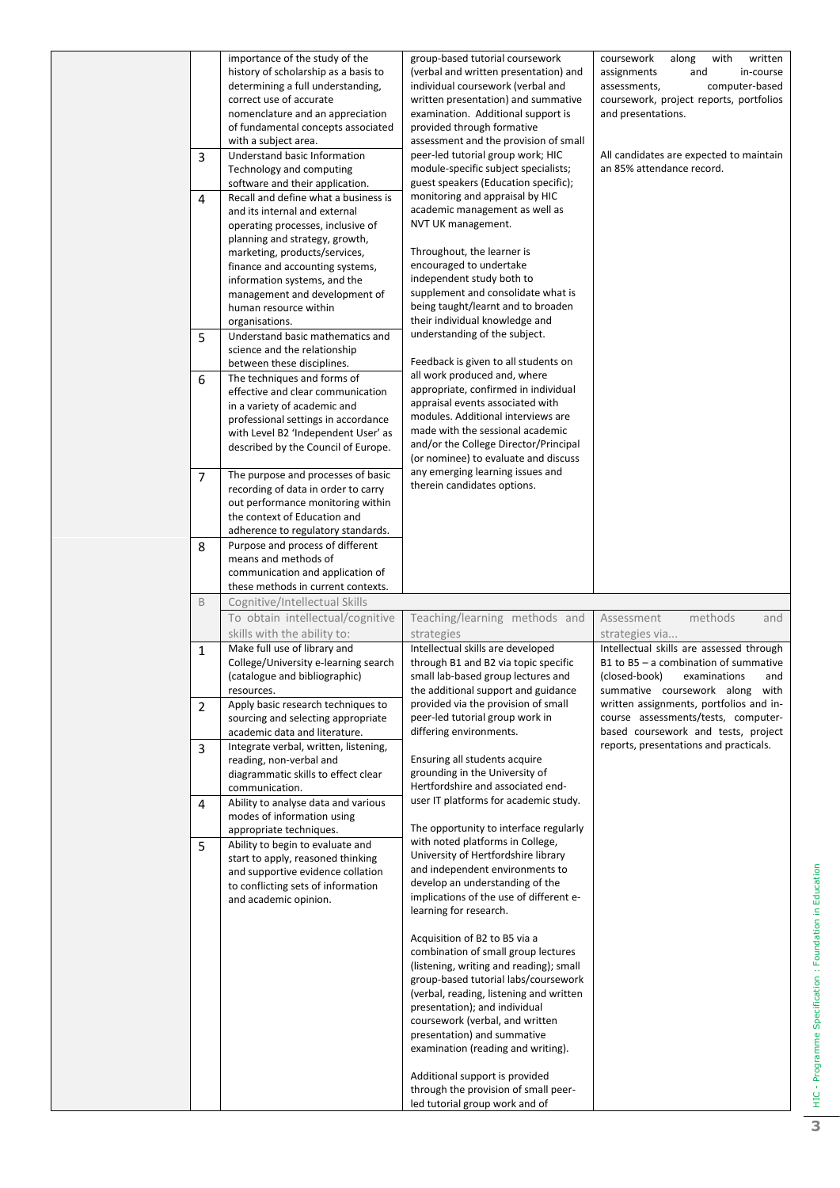| | | | | |
|---|---|---|---|---|
| | | importance of the study of the history of scholarship as a basis to determining a full understanding, correct use of accurate nomenclature and an appreciation of fundamental concepts associated with a subject area. | group-based tutorial coursework (verbal and written presentation) and individual coursework (verbal and written presentation) and summative examination. Additional support is provided through formative assessment and the provision of small peer-led tutorial group work; HIC module-specific subject specialists; guest speakers (Education specific); monitoring and appraisal by HIC academic management as well as NVT UK management.<br><br>Throughout, the learner is encouraged to undertake independent study both to supplement and consolidate what is being taught/learnt and to broaden their individual knowledge and understanding of the subject.<br><br>Feedback is given to all students on all work produced and, where appropriate, confirmed in individual appraisal events associated with modules. Additional interviews are made with the sessional academic and/or the College Director/Principal (or nominee) to evaluate and discuss any emerging learning issues and therein candidates options. | coursework along with written assignments and in-course assessments, computer-based coursework, project reports, portfolios and presentations.<br><br>All candidates are expected to maintain an 85% attendance record. |
| | 3 | Understand basic Information Technology and computing software and their application. | | |
| | 4 | Recall and define what a business is and its internal and external operating processes, inclusive of planning and strategy, growth, marketing, products/services, finance and accounting systems, information systems, and the management and development of human resource within organisations. | | |
| | 5 | Understand basic mathematics and science and the relationship between these disciplines. | | |
| | 6 | The techniques and forms of effective and clear communication in a variety of academic and professional settings in accordance with Level B2 'Independent User' as described by the Council of Europe. | | |
| | 7 | The purpose and processes of basic recording of data in order to carry out performance monitoring within the context of Education and adherence to regulatory standards. | | |
| | 8 | Purpose and process of different means and methods of communication and application of these methods in current contexts. | | |
| | B | Cognitive/Intellectual Skills | | |
| | | To obtain intellectual/cognitive skills with the ability to: | Teaching/learning methods and strategies | Assessment methods and strategies via... |
| | 1 | Make full use of library and College/University e-learning search (catalogue and bibliographic) resources. | Intellectual skills are developed through B1 and B2 via topic specific small lab-based group lectures and the additional support and guidance provided via the provision of small peer-led tutorial group work in differing environments.<br><br>Ensuring all students acquire grounding in the University of Hertfordshire and associated end-user IT platforms for academic study.<br><br>The opportunity to interface regularly with noted platforms in College, University of Hertfordshire library and independent environments to develop an understanding of the implications of the use of different e-learning for research.<br><br>Acquisition of B2 to B5 via a combination of small group lectures (listening, writing and reading); small group-based tutorial labs/coursework (verbal, reading, listening and written presentation); and individual coursework (verbal, and written presentation) and summative examination (reading and writing).<br><br>Additional support is provided through the provision of small peer-led tutorial group work and of | Intellectual skills are assessed through B1 to B5 – a combination of summative (closed-book) examinations and summative coursework along with written assignments, portfolios and in-course assessments/tests, computer-based coursework and tests, project reports, presentations and practicals. |
| | 2 | Apply basic research techniques to sourcing and selecting appropriate academic data and literature. | | |
| | 3 | Integrate verbal, written, listening, reading, non-verbal and diagrammatic skills to effect clear communication. | | |
| | 4 | Ability to analyse data and various modes of information using appropriate techniques. | | |
| | 5 | Ability to begin to evaluate and start to apply, reasoned thinking and supportive evidence collation to conflicting sets of information and academic opinion. | | |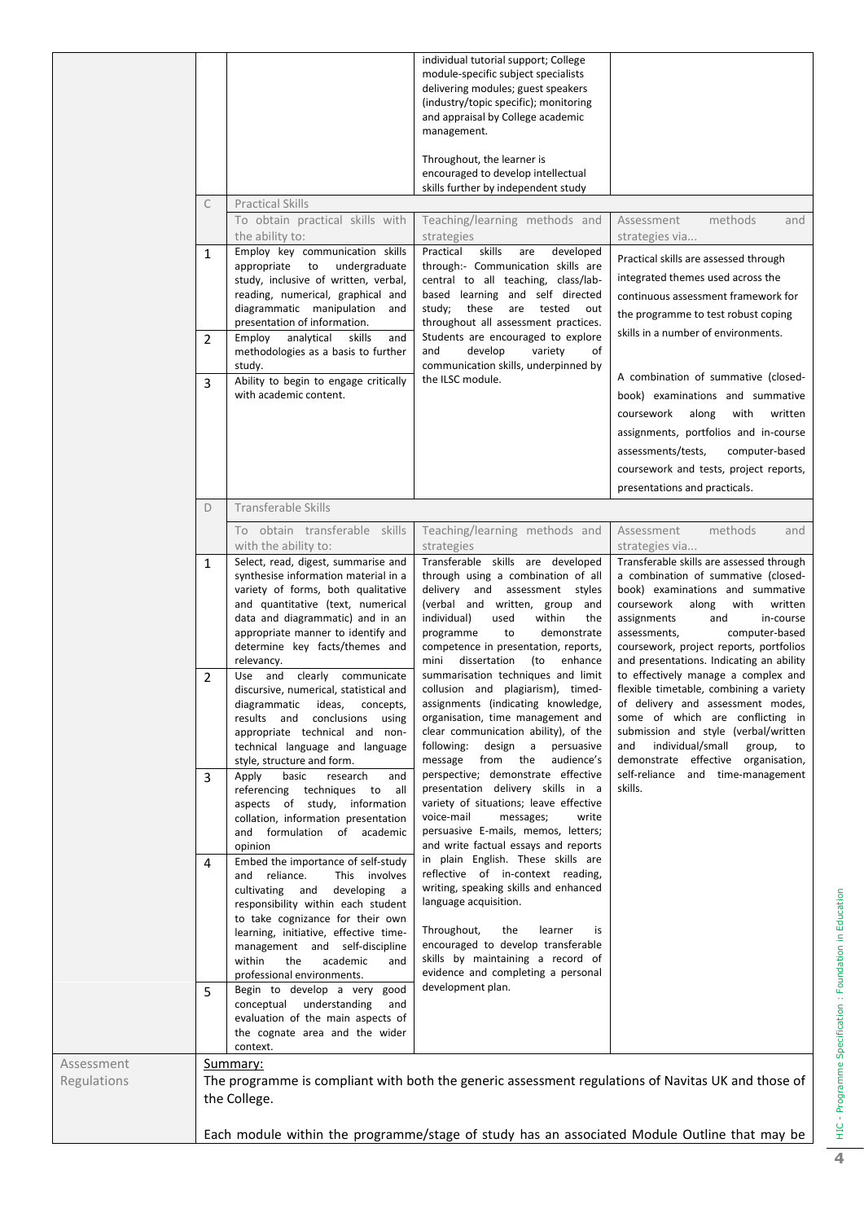| | | | | |
|---|---|---|---|---|
| | | | individual tutorial support; College module-specific subject specialists delivering modules; guest speakers (industry/topic specific); monitoring and appraisal by College academic management.<br><br>Throughout, the learner is encouraged to develop intellectual skills further by independent study | |
| | C | Practical Skills | | |
| | | To obtain practical skills with the ability to: | Teaching/learning methods and strategies | Assessment methods and strategies via... |
| | 1 | Employ key communication skills appropriate to undergraduate study, inclusive of written, verbal, reading, numerical, graphical and diagrammatic manipulation and presentation of information. | Practical skills are developed through:- Communication skills are central to all teaching, class/lab-based learning and self directed study; these are tested out throughout all assessment practices. Students are encouraged to explore and develop variety of communication skills, underpinned by the ILSC module. | Practical skills are assessed through integrated themes used across the continuous assessment framework for the programme to test robust coping skills in a number of environments.<br><br>A combination of summative (closed-book) examinations and summative coursework along with written assignments, portfolios and in-course assessments/tests, computer-based coursework and tests, project reports, presentations and practicals. |
| | 2 | Employ analytical skills and methodologies as a basis to further study. | | |
| | 3 | Ability to begin to engage critically with academic content. | | |
| | D | Transferable Skills | | |
| | | To obtain transferable skills with the ability to: | Teaching/learning methods and strategies | Assessment methods and strategies via... |
| | 1 | Select, read, digest, summarise and synthesise information material in a variety of forms, both qualitative and quantitative (text, numerical data and diagrammatic) and in an appropriate manner to identify and determine key facts/themes and relevancy. | Transferable skills are developed through using a combination of all delivery and assessment styles (verbal and written, group and individual) used within the programme to demonstrate competence in presentation, reports, mini dissertation (to enhance summarisation techniques and limit collusion and plagiarism), timed-assignments (indicating knowledge, organisation, time management and clear communication ability), of the following: design a persuasive message from the audience's perspective; demonstrate effective presentation delivery skills in a variety of situations; leave effective voice-mail messages; write persuasive E-mails, memos, letters; and write factual essays and reports in plain English. These skills are reflective of in-context reading, writing, speaking skills and enhanced language acquisition.<br><br>Throughout, the learner is encouraged to develop transferable skills by maintaining a record of evidence and completing a personal development plan. | Transferable skills are assessed through a combination of summative (closed-book) examinations and summative coursework along with written assignments and in-course assessments, computer-based coursework, project reports, portfolios and presentations. Indicating an ability to effectively manage a complex and flexible timetable, combining a variety of delivery and assessment modes, some of which are conflicting in submission and style (verbal/written and individual/small group, to demonstrate effective organisation, self-reliance and time-management skills. |
| | 2 | Use and clearly communicate discursive, numerical, statistical and diagrammatic ideas, concepts, results and conclusions using appropriate technical and non-technical language and language style, structure and form. | | |
| | 3 | Apply basic research and referencing techniques to all aspects of study, information collation, information presentation and formulation of academic opinion | | |
| | 4 | Embed the importance of self-study and reliance. This involves cultivating and developing a responsibility within each student to take cognizance for their own learning, initiative, effective time-management and self-discipline within the academic and professional environments. | | |
| | 5 | Begin to develop a very good conceptual understanding and evaluation of the main aspects of the cognate area and the wider context. | | |
| Assessment Regulations | Summary:<br>The programme is compliant with both the generic assessment regulations of Navitas UK and those of the College.<br><br>Each module within the programme/stage of study has an associated Module Outline that may be | | | |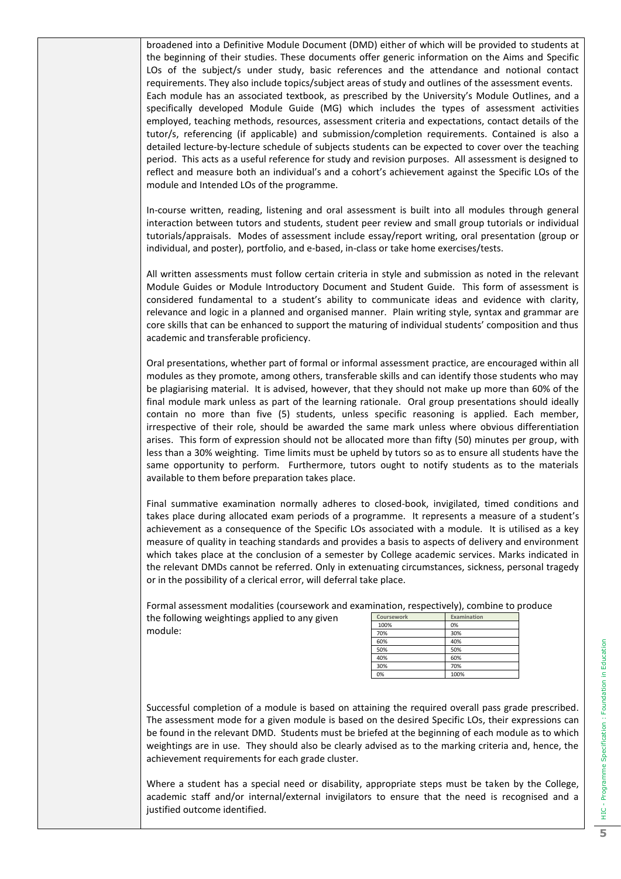broadened into a Definitive Module Document (DMD) either of which will be provided to students at the beginning of their studies. These documents offer generic information on the Aims and Specific LOs of the subject/s under study, basic references and the attendance and notional contact requirements. They also include topics/subject areas of study and outlines of the assessment events. Each module has an associated textbook, as prescribed by the University's Module Outlines, and a specifically developed Module Guide (MG) which includes the types of assessment activities employed, teaching methods, resources, assessment criteria and expectations, contact details of the tutor/s, referencing (if applicable) and submission/completion requirements. Contained is also a detailed lecture-by-lecture schedule of subjects students can be expected to cover over the teaching period. This acts as a useful reference for study and revision purposes. All assessment is designed to reflect and measure both an individual's and a cohort's achievement against the Specific LOs of the module and Intended LOs of the programme.

In-course written, reading, listening and oral assessment is built into all modules through general interaction between tutors and students, student peer review and small group tutorials or individual tutorials/appraisals. Modes of assessment include essay/report writing, oral presentation (group or individual, and poster), portfolio, and e-based, in-class or take home exercises/tests.

All written assessments must follow certain criteria in style and submission as noted in the relevant Module Guides or Module Introductory Document and Student Guide. This form of assessment is considered fundamental to a student's ability to communicate ideas and evidence with clarity, relevance and logic in a planned and organised manner. Plain writing style, syntax and grammar are core skills that can be enhanced to support the maturing of individual students' composition and thus academic and transferable proficiency.

Oral presentations, whether part of formal or informal assessment practice, are encouraged within all modules as they promote, among others, transferable skills and can identify those students who may be plagiarising material. It is advised, however, that they should not make up more than 60% of the final module mark unless as part of the learning rationale. Oral group presentations should ideally contain no more than five (5) students, unless specific reasoning is applied. Each member, irrespective of their role, should be awarded the same mark unless where obvious differentiation arises. This form of expression should not be allocated more than fifty (50) minutes per group, with less than a 30% weighting. Time limits must be upheld by tutors so as to ensure all students have the same opportunity to perform. Furthermore, tutors ought to notify students as to the materials available to them before preparation takes place.

Final summative examination normally adheres to closed-book, invigilated, timed conditions and takes place during allocated exam periods of a programme. It represents a measure of a student's achievement as a consequence of the Specific LOs associated with a module. It is utilised as a key measure of quality in teaching standards and provides a basis to aspects of delivery and environment which takes place at the conclusion of a semester by College academic services. Marks indicated in the relevant DMDs cannot be referred. Only in extenuating circumstances, sickness, personal tragedy or in the possibility of a clerical error, will deferral take place.

Formal assessment modalities (coursework and examination, respectively), combine to produce the following weightings applied to any given module:

| Coursework | Examination |
|---|---|
| 100% | 0% |
| 70% | 30% |
| 60% | 40% |
| 50% | 50% |
| 40% | 60% |
| 30% | 70% |
| 0% | 100% |

Successful completion of a module is based on attaining the required overall pass grade prescribed. The assessment mode for a given module is based on the desired Specific LOs, their expressions can be found in the relevant DMD. Students must be briefed at the beginning of each module as to which weightings are in use. They should also be clearly advised as to the marking criteria and, hence, the achievement requirements for each grade cluster.

Where a student has a special need or disability, appropriate steps must be taken by the College, academic staff and/or internal/external invigilators to ensure that the need is recognised and a justified outcome identified.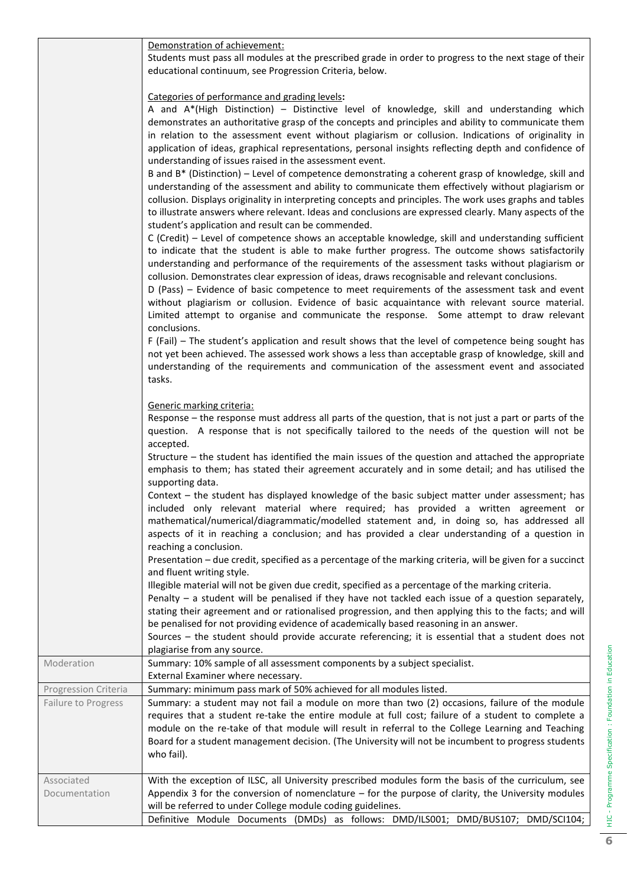| | |
|---|---|
| | Demonstration of achievement:<br>Students must pass all modules at the prescribed grade in order to progress to the next stage of their educational continuum, see Progression Criteria, below.<br><br>Categories of performance and grading levels:<br>A and A*(High Distinction) – Distinctive level of knowledge, skill and understanding which demonstrates an authoritative grasp of the concepts and principles and ability to communicate them in relation to the assessment event without plagiarism or collusion. Indications of originality in application of ideas, graphical representations, personal insights reflecting depth and confidence of understanding of issues raised in the assessment event.<br>B and B* (Distinction) – Level of competence demonstrating a coherent grasp of knowledge, skill and understanding of the assessment and ability to communicate them effectively without plagiarism or collusion. Displays originality in interpreting concepts and principles. The work uses graphs and tables to illustrate answers where relevant. Ideas and conclusions are expressed clearly. Many aspects of the student's application and result can be commended.<br>C (Credit) – Level of competence shows an acceptable knowledge, skill and understanding sufficient to indicate that the student is able to make further progress. The outcome shows satisfactorily understanding and performance of the requirements of the assessment tasks without plagiarism or collusion. Demonstrates clear expression of ideas, draws recognisable and relevant conclusions.<br>D (Pass) – Evidence of basic competence to meet requirements of the assessment task and event without plagiarism or collusion. Evidence of basic acquaintance with relevant source material. Limited attempt to organise and communicate the response. Some attempt to draw relevant conclusions.<br>F (Fail) – The student's application and result shows that the level of competence being sought has not yet been achieved. The assessed work shows a less than acceptable grasp of knowledge, skill and understanding of the requirements and communication of the assessment event and associated tasks.<br><br>Generic marking criteria:<br>Response – the response must address all parts of the question, that is not just a part or parts of the question. A response that is not specifically tailored to the needs of the question will not be accepted.<br>Structure – the student has identified the main issues of the question and attached the appropriate emphasis to them; has stated their agreement accurately and in some detail; and has utilised the supporting data.<br>Context – the student has displayed knowledge of the basic subject matter under assessment; has included only relevant material where required; has provided a written agreement or mathematical/numerical/diagrammatic/modelled statement and, in doing so, has addressed all aspects of it in reaching a conclusion; and has provided a clear understanding of a question in reaching a conclusion.<br>Presentation – due credit, specified as a percentage of the marking criteria, will be given for a succinct and fluent writing style.<br>Illegible material will not be given due credit, specified as a percentage of the marking criteria.<br>Penalty – a student will be penalised if they have not tackled each issue of a question separately, stating their agreement and or rationalised progression, and then applying this to the facts; and will be penalised for not providing evidence of academically based reasoning in an answer.<br>Sources – the student should provide accurate referencing; it is essential that a student does not plagiarise from any source. |
| Moderation | Summary: 10% sample of all assessment components by a subject specialist.<br>External Examiner where necessary. |
| Progression Criteria | Summary: minimum pass mark of 50% achieved for all modules listed. |
| Failure to Progress | Summary: a student may not fail a module on more than two (2) occasions, failure of the module requires that a student re-take the entire module at full cost; failure of a student to complete a module on the re-take of that module will result in referral to the College Learning and Teaching Board for a student management decision. (The University will not be incumbent to progress students who fail). |
| Associated Documentation | With the exception of ILSC, all University prescribed modules form the basis of the curriculum, see Appendix 3 for the conversion of nomenclature – for the purpose of clarity, the University modules will be referred to under College module coding guidelines.<br>Definitive Module Documents (DMDs) as follows: DMD/ILS001; DMD/BUS107; DMD/SCI104; |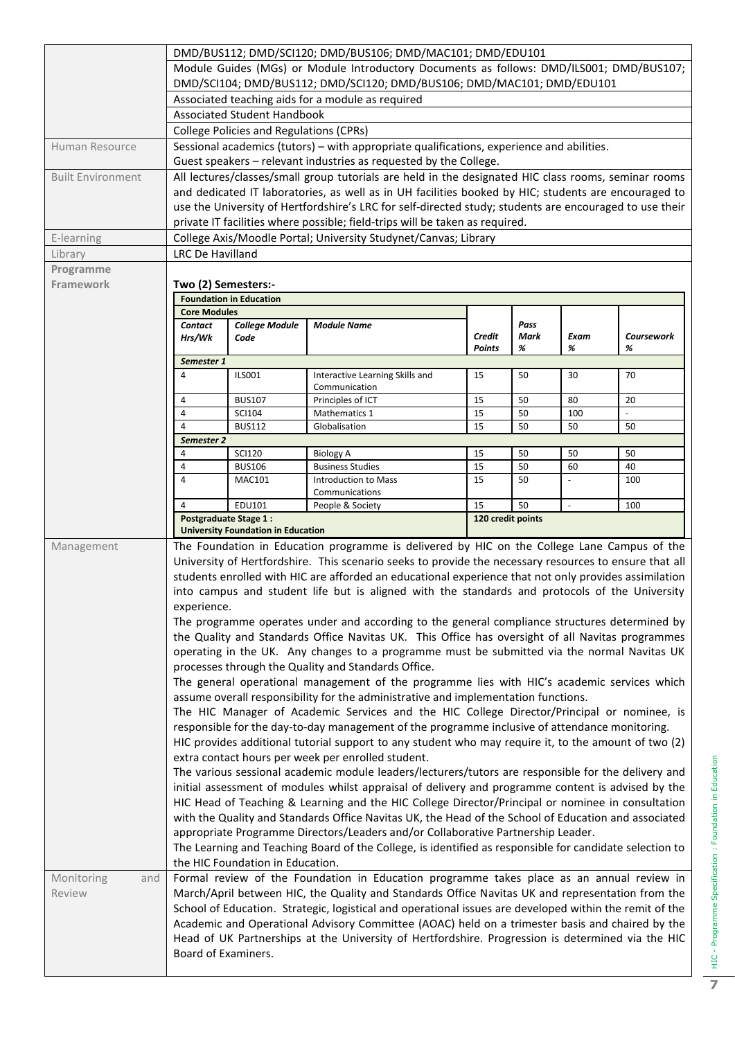| | |
|---|---|
| | DMD/BUS112; DMD/SCI120; DMD/BUS106; DMD/MAC101; DMD/EDU101 |
| | Module Guides (MGs) or Module Introductory Documents as follows: DMD/ILS001; DMD/BUS107; DMD/SCI104; DMD/BUS112; DMD/SCI120; DMD/BUS106; DMD/MAC101; DMD/EDU101 |
| | Associated teaching aids for a module as required |
| | Associated Student Handbook |
| | College Policies and Regulations (CPRs) |
| Human Resource | Sessional academics (tutors) – with appropriate qualifications, experience and abilities. Guest speakers – relevant industries as requested by the College. |
| Built Environment | All lectures/classes/small group tutorials are held in the designated HIC class rooms, seminar rooms and dedicated IT laboratories, as well as in UH facilities booked by HIC; students are encouraged to use the University of Hertfordshire's LRC for self-directed study; students are encouraged to use their private IT facilities where possible; field-trips will be taken as required. |
| E-learning | College Axis/Moodle Portal; University Studynet/Canvas; Library |
| Library | LRC De Havilland |
| **Programme Framework** | **Two (2) Semesters:-** |

**Foundation in Education**

**Core Modules**

| *Contact Hrs/Wk* | *College Module Code* | *Module Name* | *Credit Points* | *Pass Mark %* | *Exam %* | *Coursework %* |
|---|---|---|---|---|---|---|
| ***Semester 1*** | | | | | | |
| 4 | ILS001 | Interactive Learning Skills and Communication | 15 | 50 | 30 | 70 |
| 4 | BUS107 | Principles of ICT | 15 | 50 | 80 | 20 |
| 4 | SCI104 | Mathematics 1 | 15 | 50 | 100 | - |
| 4 | BUS112 | Globalisation | 15 | 50 | 50 | 50 |
| ***Semester 2*** | | | | | | |
| 4 | SCI120 | Biology A | 15 | 50 | 50 | 50 |
| 4 | BUS106 | Business Studies | 15 | 50 | 60 | 40 |
| 4 | MAC101 | Introduction to Mass Communications | 15 | 50 | - | 100 |
| 4 | EDU101 | People & Society | 15 | 50 | - | 100 |
| **Postgraduate Stage 1 : University Foundation in Education** | | | **120 credit points** | | | |

| | |
|---|---|
| Management | The Foundation in Education programme is delivered by HIC on the College Lane Campus of the University of Hertfordshire. This scenario seeks to provide the necessary resources to ensure that all students enrolled with HIC are afforded an educational experience that not only provides assimilation into campus and student life but is aligned with the standards and protocols of the University experience.<br>The programme operates under and according to the general compliance structures determined by the Quality and Standards Office Navitas UK. This Office has oversight of all Navitas programmes operating in the UK. Any changes to a programme must be submitted via the normal Navitas UK processes through the Quality and Standards Office.<br>The general operational management of the programme lies with HIC's academic services which assume overall responsibility for the administrative and implementation functions.<br>The HIC Manager of Academic Services and the HIC College Director/Principal or nominee, is responsible for the day-to-day management of the programme inclusive of attendance monitoring.<br>HIC provides additional tutorial support to any student who may require it, to the amount of two (2) extra contact hours per week per enrolled student.<br>The various sessional academic module leaders/lecturers/tutors are responsible for the delivery and initial assessment of modules whilst appraisal of delivery and programme content is advised by the HIC Head of Teaching & Learning and the HIC College Director/Principal or nominee in consultation with the Quality and Standards Office Navitas UK, the Head of the School of Education and associated appropriate Programme Directors/Leaders and/or Collaborative Partnership Leader.<br>The Learning and Teaching Board of the College, is identified as responsible for candidate selection to the HIC Foundation in Education. |
| Monitoring and Review | Formal review of the Foundation in Education programme takes place as an annual review in March/April between HIC, the Quality and Standards Office Navitas UK and representation from the School of Education. Strategic, logistical and operational issues are developed within the remit of the Academic and Operational Advisory Committee (AOAC) held on a trimester basis and chaired by the Head of UK Partnerships at the University of Hertfordshire. Progression is determined via the HIC Board of Examiners. |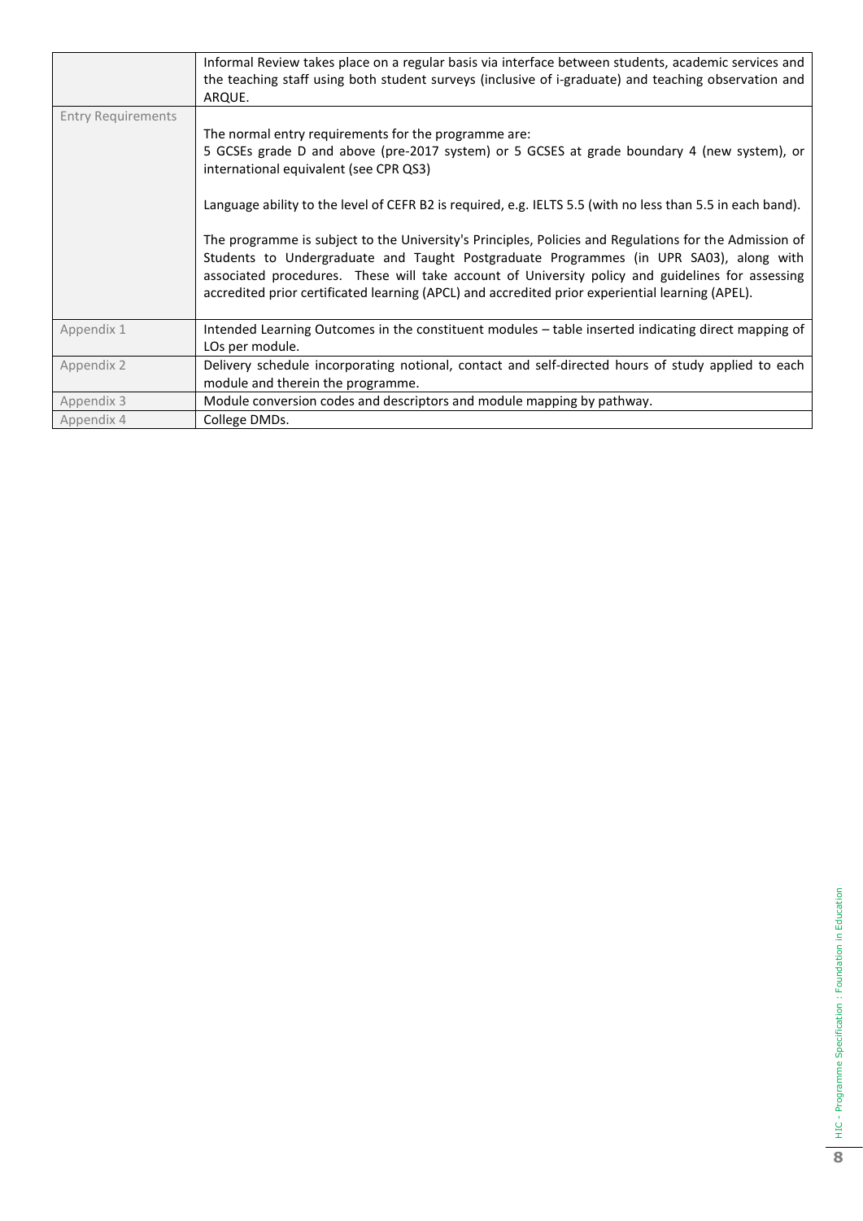| | |
|---|---|
| | Informal Review takes place on a regular basis via interface between students, academic services and the teaching staff using both student surveys (inclusive of i-graduate) and teaching observation and ARQUE. |
| Entry Requirements | The normal entry requirements for the programme are:<br>5 GCSEs grade D and above (pre-2017 system) or 5 GCSES at grade boundary 4 (new system), or international equivalent (see CPR QS3)<br><br>Language ability to the level of CEFR B2 is required, e.g. IELTS 5.5 (with no less than 5.5 in each band).<br><br>The programme is subject to the University's Principles, Policies and Regulations for the Admission of Students to Undergraduate and Taught Postgraduate Programmes (in UPR SA03), along with associated procedures. These will take account of University policy and guidelines for assessing accredited prior certificated learning (APCL) and accredited prior experiential learning (APEL). |
| Appendix 1 | Intended Learning Outcomes in the constituent modules – table inserted indicating direct mapping of LOs per module. |
| Appendix 2 | Delivery schedule incorporating notional, contact and self-directed hours of study applied to each module and therein the programme. |
| Appendix 3 | Module conversion codes and descriptors and module mapping by pathway. |
| Appendix 4 | College DMDs. |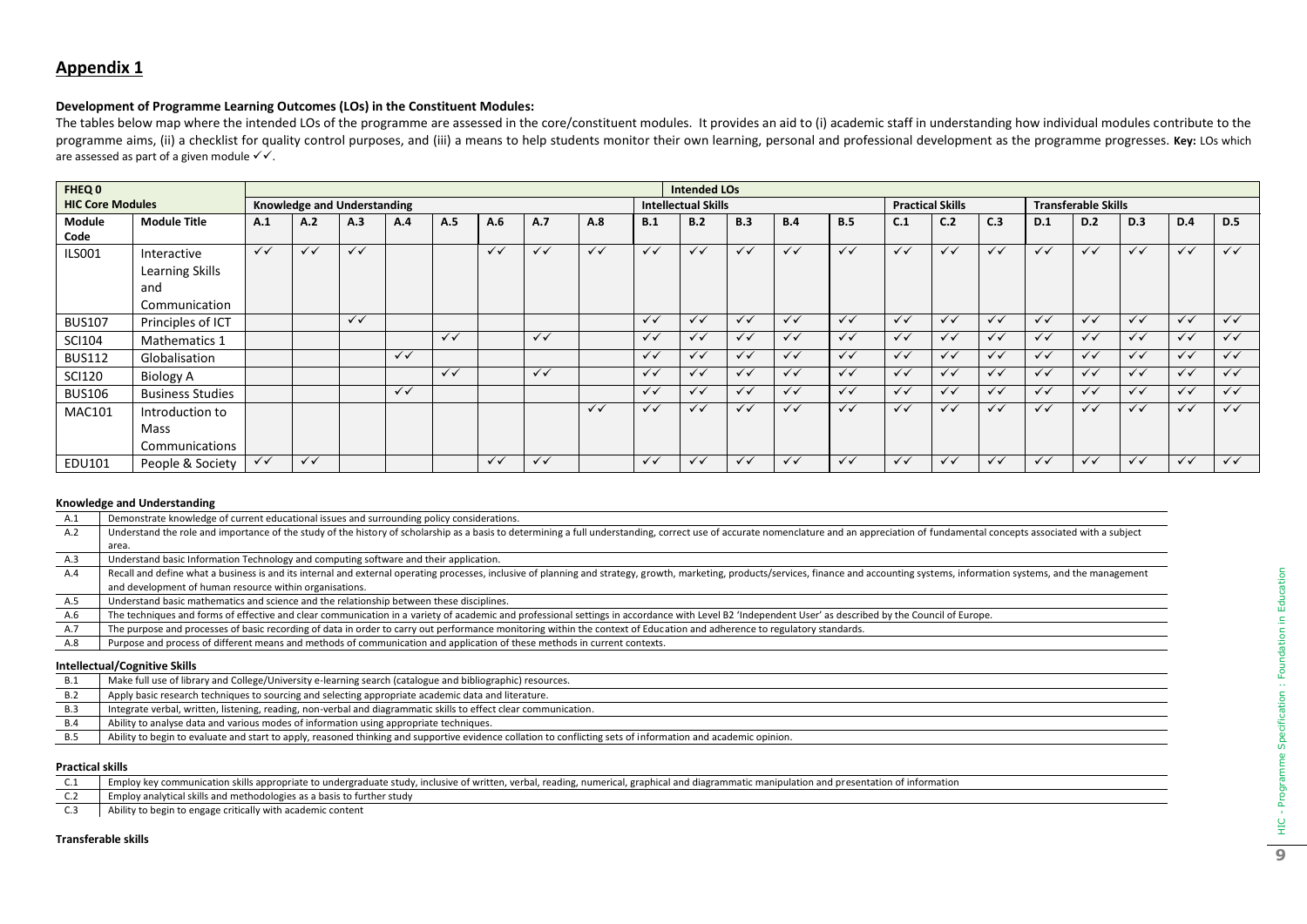## Appendix 1

**Development of Programme Learning Outcomes (LOs) in the Constituent Modules:**

The tables below map where the intended LOs of the programme are assessed in the core/constituent modules. It provides an aid to (i) academic staff in understanding how individual modules contribute to the programme aims, (ii) a checklist for quality control purposes, and (iii) a means to help students monitor their own learning, personal and professional development as the programme progresses. **Key:** LOs which are assessed as part of a given module ✓✓.

| FHEQ 0 | | Intended LOs | | | | | | | | | | | | | | | | | | | | |
|---|---|---|---|---|---|---|---|---|---|---|---|---|---|---|---|---|---|---|---|---|---|---|
| HIC Core Modules | | Knowledge and Understanding | | | | | | | | Intellectual Skills | | | | | Practical Skills | | | Transferable Skills | | | | |
| Module Code | Module Title | A.1 | A.2 | A.3 | A.4 | A.5 | A.6 | A.7 | A.8 | B.1 | B.2 | B.3 | B.4 | B.5 | C.1 | C.2 | C.3 | D.1 | D.2 | D.3 | D.4 | D.5 |
| ILS001 | Interactive Learning Skills and Communication | ✓✓ | ✓✓ | ✓✓ | | | ✓✓ | ✓✓ | ✓✓ | ✓✓ | ✓✓ | ✓✓ | ✓✓ | ✓✓ | ✓✓ | ✓✓ | ✓✓ | ✓✓ | ✓✓ | ✓✓ | ✓✓ | ✓✓ |
| BUS107 | Principles of ICT | | | ✓✓ | | | | | | ✓✓ | ✓✓ | ✓✓ | ✓✓ | ✓✓ | ✓✓ | ✓✓ | ✓✓ | ✓✓ | ✓✓ | ✓✓ | ✓✓ | ✓✓ |
| SCI104 | Mathematics 1 | | | | | ✓✓ | | ✓✓ | | ✓✓ | ✓✓ | ✓✓ | ✓✓ | ✓✓ | ✓✓ | ✓✓ | ✓✓ | ✓✓ | ✓✓ | ✓✓ | ✓✓ | ✓✓ |
| BUS112 | Globalisation | | | | ✓✓ | | | | | ✓✓ | ✓✓ | ✓✓ | ✓✓ | ✓✓ | ✓✓ | ✓✓ | ✓✓ | ✓✓ | ✓✓ | ✓✓ | ✓✓ | ✓✓ |
| SCI120 | Biology A | | | | | ✓✓ | | ✓✓ | | ✓✓ | ✓✓ | ✓✓ | ✓✓ | ✓✓ | ✓✓ | ✓✓ | ✓✓ | ✓✓ | ✓✓ | ✓✓ | ✓✓ | ✓✓ |
| BUS106 | Business Studies | | | | ✓✓ | | | | | ✓✓ | ✓✓ | ✓✓ | ✓✓ | ✓✓ | ✓✓ | ✓✓ | ✓✓ | ✓✓ | ✓✓ | ✓✓ | ✓✓ | ✓✓ |
| MAC101 | Introduction to Mass Communications | | | | | | | | ✓✓ | ✓✓ | ✓✓ | ✓✓ | ✓✓ | ✓✓ | ✓✓ | ✓✓ | ✓✓ | ✓✓ | ✓✓ | ✓✓ | ✓✓ | ✓✓ |
| EDU101 | People & Society | ✓✓ | ✓✓ | | | | ✓✓ | ✓✓ | | ✓✓ | ✓✓ | ✓✓ | ✓✓ | ✓✓ | ✓✓ | ✓✓ | ✓✓ | ✓✓ | ✓✓ | ✓✓ | ✓✓ | ✓✓ |

**Knowledge and Understanding**

| | |
|---|---|
| A.1 | Demonstrate knowledge of current educational issues and surrounding policy considerations. |
| A.2 | Understand the role and importance of the study of the history of scholarship as a basis to determining a full understanding, correct use of accurate nomenclature and an appreciation of fundamental concepts associated with a subject area. |
| A.3 | Understand basic Information Technology and computing software and their application. |
| A.4 | Recall and define what a business is and its internal and external operating processes, inclusive of planning and strategy, growth, marketing, products/services, finance and accounting systems, information systems, and the management and development of human resource within organisations. |
| A.5 | Understand basic mathematics and science and the relationship between these disciplines. |
| A.6 | The techniques and forms of effective and clear communication in a variety of academic and professional settings in accordance with Level B2 'Independent User' as described by the Council of Europe. |
| A.7 | The purpose and processes of basic recording of data in order to carry out performance monitoring within the context of Education and adherence to regulatory standards. |
| A.8 | Purpose and process of different means and methods of communication and application of these methods in current contexts. |

**Intellectual/Cognitive Skills**

| | |
|---|---|
| B.1 | Make full use of library and College/University e-learning search (catalogue and bibliographic) resources. |
| B.2 | Apply basic research techniques to sourcing and selecting appropriate academic data and literature. |
| B.3 | Integrate verbal, written, listening, reading, non-verbal and diagrammatic skills to effect clear communication. |
| B.4 | Ability to analyse data and various modes of information using appropriate techniques. |
| B.5 | Ability to begin to evaluate and start to apply, reasoned thinking and supportive evidence collation to conflicting sets of information and academic opinion. |

**Practical skills**

| | |
|---|---|
| C.1 | Employ key communication skills appropriate to undergraduate study, inclusive of written, verbal, reading, numerical, graphical and diagrammatic manipulation and presentation of information |
| C.2 | Employ analytical skills and methodologies as a basis to further study |
| C.3 | Ability to begin to engage critically with academic content |

**Transferable skills**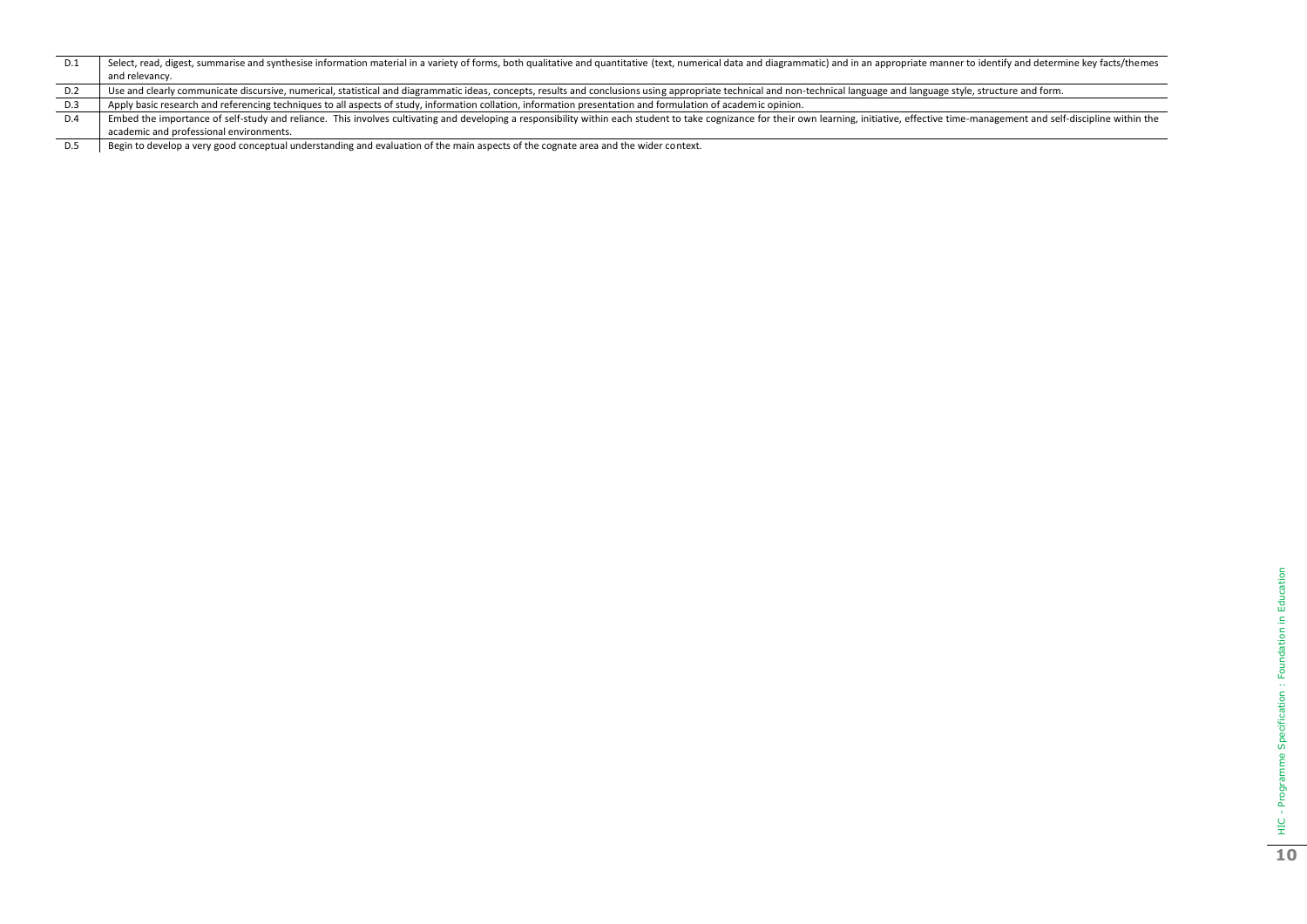| | |
|---|---|
| D.1 | Select, read, digest, summarise and synthesise information material in a variety of forms, both qualitative and quantitative (text, numerical data and diagrammatic) and in an appropriate manner to identify and determine key facts/themes and relevancy. |
| D.2 | Use and clearly communicate discursive, numerical, statistical and diagrammatic ideas, concepts, results and conclusions using appropriate technical and non-technical language and language style, structure and form. |
| D.3 | Apply basic research and referencing techniques to all aspects of study, information collation, information presentation and formulation of academic opinion. |
| D.4 | Embed the importance of self-study and reliance. This involves cultivating and developing a responsibility within each student to take cognizance for their own learning, initiative, effective time-management and self-discipline within the academic and professional environments. |
| D.5 | Begin to develop a very good conceptual understanding and evaluation of the main aspects of the cognate area and the wider context. |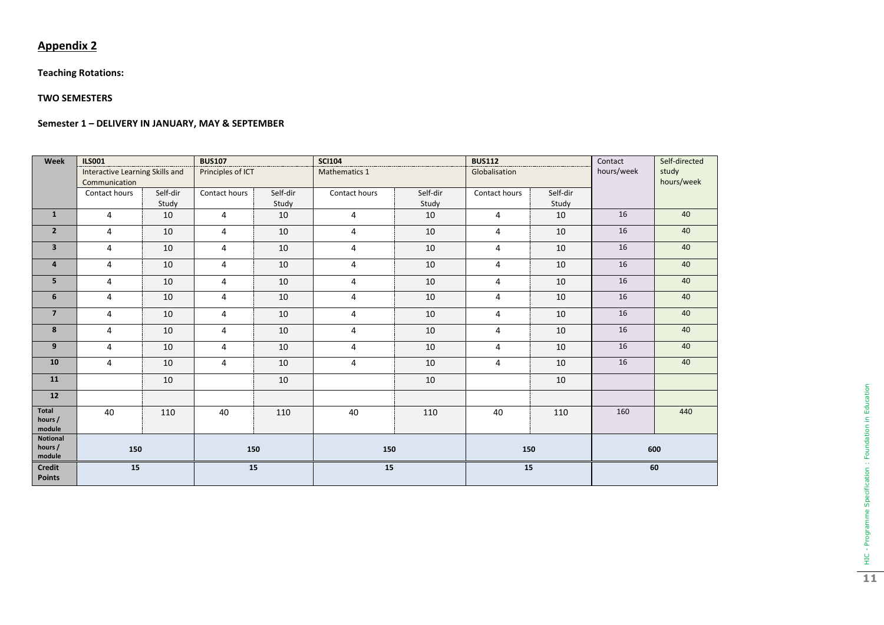## Appendix 2

**Teaching Rotations:**

**TWO SEMESTERS**

**Semester 1 – DELIVERY IN JANUARY, MAY & SEPTEMBER**

| Week | ILS001 Interactive Learning Skills and Communication | | BUS107 Principles of ICT | | SCI104 Mathematics 1 | | BUS112 Globalisation | | Contact hours/week | Self-directed study hours/week |
|---|---|---|---|---|---|---|---|---|---|---|
| | Contact hours | Self-dir Study | Contact hours | Self-dir Study | Contact hours | Self-dir Study | Contact hours | Self-dir Study | | |
| **1** | 4 | 10 | 4 | 10 | 4 | 10 | 4 | 10 | 16 | 40 |
| **2** | 4 | 10 | 4 | 10 | 4 | 10 | 4 | 10 | 16 | 40 |
| **3** | 4 | 10 | 4 | 10 | 4 | 10 | 4 | 10 | 16 | 40 |
| **4** | 4 | 10 | 4 | 10 | 4 | 10 | 4 | 10 | 16 | 40 |
| **5** | 4 | 10 | 4 | 10 | 4 | 10 | 4 | 10 | 16 | 40 |
| **6** | 4 | 10 | 4 | 10 | 4 | 10 | 4 | 10 | 16 | 40 |
| **7** | 4 | 10 | 4 | 10 | 4 | 10 | 4 | 10 | 16 | 40 |
| **8** | 4 | 10 | 4 | 10 | 4 | 10 | 4 | 10 | 16 | 40 |
| **9** | 4 | 10 | 4 | 10 | 4 | 10 | 4 | 10 | 16 | 40 |
| **10** | 4 | 10 | 4 | 10 | 4 | 10 | 4 | 10 | 16 | 40 |
| **11** | | 10 | | 10 | | 10 | | 10 | | |
| **12** | | | | | | | | | | |
| **Total hours / module** | 40 | 110 | 40 | 110 | 40 | 110 | 40 | 110 | 160 | 440 |
| **Notional hours / module** | **150** | | **150** | | **150** | | **150** | | **600** | |
| **Credit Points** | **15** | | **15** | | **15** | | **15** | | **60** | |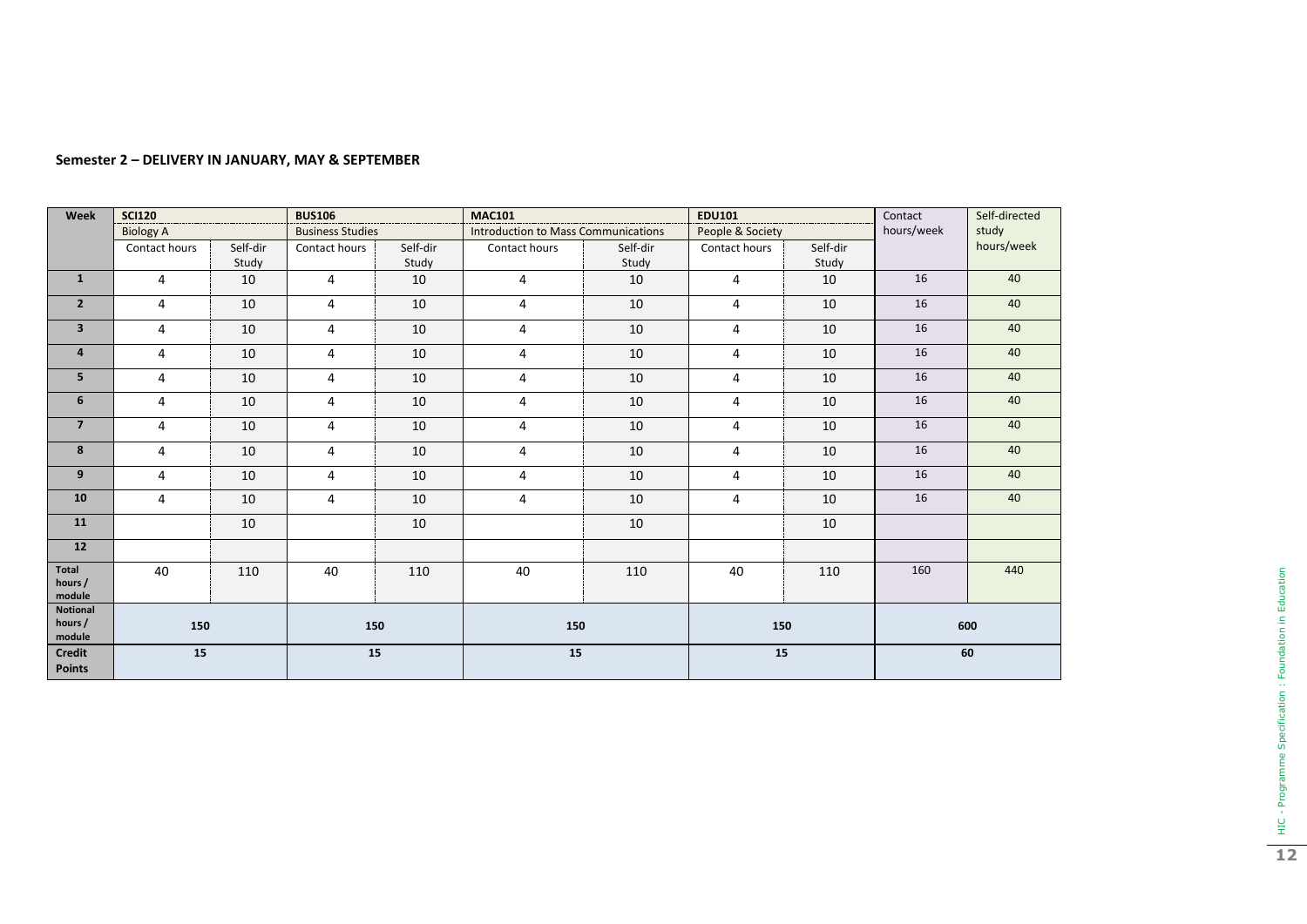**Semester 2 – DELIVERY IN JANUARY, MAY & SEPTEMBER**

| Week | SCI120 Biology A | | BUS106 Business Studies | | MAC101 Introduction to Mass Communications | | EDU101 People & Society | | Contact hours/week | Self-directed study hours/week |
|---|---|---|---|---|---|---|---|---|---|---|
| | Contact hours | Self-dir Study | Contact hours | Self-dir Study | Contact hours | Self-dir Study | Contact hours | Self-dir Study | | |
| **1** | 4 | 10 | 4 | 10 | 4 | 10 | 4 | 10 | 16 | 40 |
| **2** | 4 | 10 | 4 | 10 | 4 | 10 | 4 | 10 | 16 | 40 |
| **3** | 4 | 10 | 4 | 10 | 4 | 10 | 4 | 10 | 16 | 40 |
| **4** | 4 | 10 | 4 | 10 | 4 | 10 | 4 | 10 | 16 | 40 |
| **5** | 4 | 10 | 4 | 10 | 4 | 10 | 4 | 10 | 16 | 40 |
| **6** | 4 | 10 | 4 | 10 | 4 | 10 | 4 | 10 | 16 | 40 |
| **7** | 4 | 10 | 4 | 10 | 4 | 10 | 4 | 10 | 16 | 40 |
| **8** | 4 | 10 | 4 | 10 | 4 | 10 | 4 | 10 | 16 | 40 |
| **9** | 4 | 10 | 4 | 10 | 4 | 10 | 4 | 10 | 16 | 40 |
| **10** | 4 | 10 | 4 | 10 | 4 | 10 | 4 | 10 | 16 | 40 |
| **11** | | 10 | | 10 | | 10 | | 10 | | |
| **12** | | | | | | | | | | |
| **Total hours / module** | 40 | 110 | 40 | 110 | 40 | 110 | 40 | 110 | 160 | 440 |
| **Notional hours / module** | **150** | | **150** | | **150** | | **150** | | **600** | |
| **Credit Points** | **15** | | **15** | | **15** | | **15** | | **60** | |